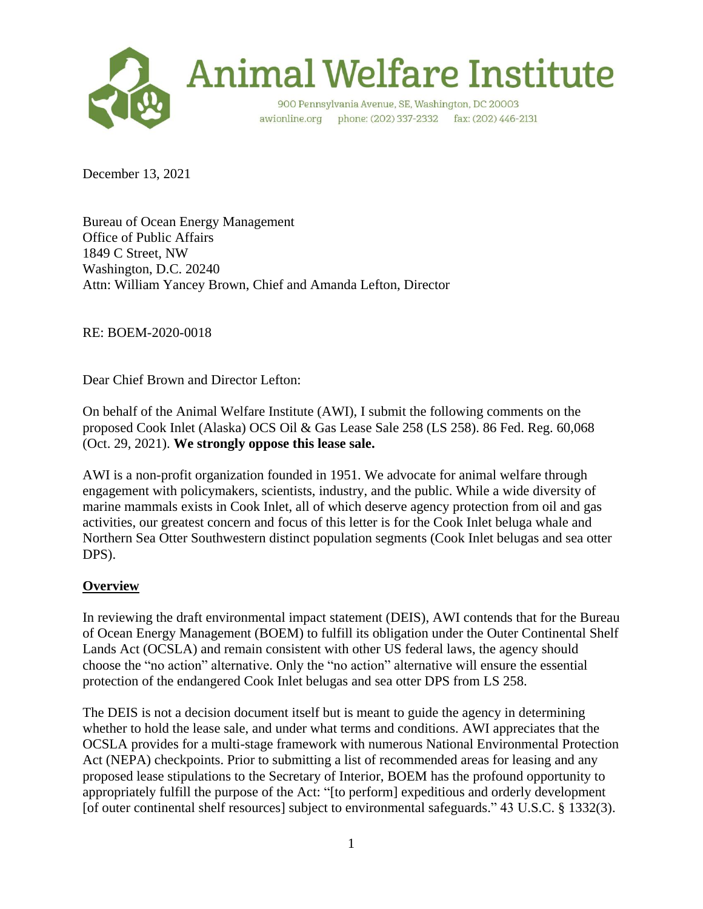# Animal Welfare Institute

900 Pennsylvania Avenue, SE, Washington, DC 20003
awionline.org phone: (202) 337-2332 fax: (202) 446-2131

December 13, 2021

Bureau of Ocean Energy Management
Office of Public Affairs
1849 C Street, NW
Washington, D.C. 20240
Attn: William Yancey Brown, Chief and Amanda Lefton, Director

RE: BOEM-2020-0018

Dear Chief Brown and Director Lefton:

On behalf of the Animal Welfare Institute (AWI), I submit the following comments on the proposed Cook Inlet (Alaska) OCS Oil & Gas Lease Sale 258 (LS 258). 86 Fed. Reg. 60,068 (Oct. 29, 2021). **We strongly oppose this lease sale.**

AWI is a non-profit organization founded in 1951. We advocate for animal welfare through engagement with policymakers, scientists, industry, and the public. While a wide diversity of marine mammals exists in Cook Inlet, all of which deserve agency protection from oil and gas activities, our greatest concern and focus of this letter is for the Cook Inlet beluga whale and Northern Sea Otter Southwestern distinct population segments (Cook Inlet belugas and sea otter DPS).

## Overview

In reviewing the draft environmental impact statement (DEIS), AWI contends that for the Bureau of Ocean Energy Management (BOEM) to fulfill its obligation under the Outer Continental Shelf Lands Act (OCSLA) and remain consistent with other US federal laws, the agency should choose the "no action" alternative. Only the "no action" alternative will ensure the essential protection of the endangered Cook Inlet belugas and sea otter DPS from LS 258.

The DEIS is not a decision document itself but is meant to guide the agency in determining whether to hold the lease sale, and under what terms and conditions. AWI appreciates that the OCSLA provides for a multi-stage framework with numerous National Environmental Protection Act (NEPA) checkpoints. Prior to submitting a list of recommended areas for leasing and any proposed lease stipulations to the Secretary of Interior, BOEM has the profound opportunity to appropriately fulfill the purpose of the Act: "[to perform] expeditious and orderly development [of outer continental shelf resources] subject to environmental safeguards." 43 U.S.C. § 1332(3).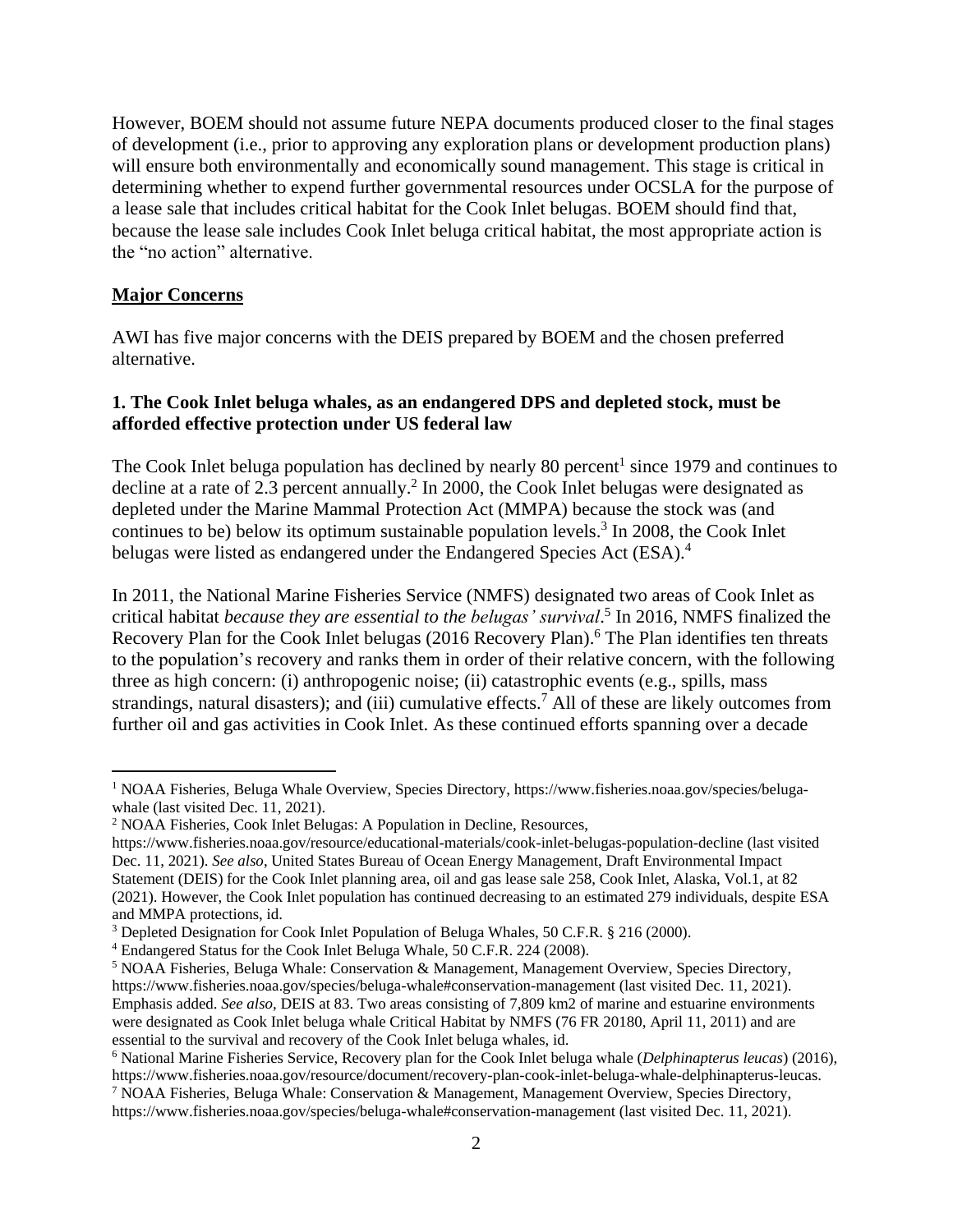However, BOEM should not assume future NEPA documents produced closer to the final stages of development (i.e., prior to approving any exploration plans or development production plans) will ensure both environmentally and economically sound management. This stage is critical in determining whether to expend further governmental resources under OCSLA for the purpose of a lease sale that includes critical habitat for the Cook Inlet belugas. BOEM should find that, because the lease sale includes Cook Inlet beluga critical habitat, the most appropriate action is the "no action" alternative.

## Major Concerns

AWI has five major concerns with the DEIS prepared by BOEM and the chosen preferred alternative.

### 1. The Cook Inlet beluga whales, as an endangered DPS and depleted stock, must be afforded effective protection under US federal law

The Cook Inlet beluga population has declined by nearly 80 percent[1] since 1979 and continues to decline at a rate of 2.3 percent annually.[2] In 2000, the Cook Inlet belugas were designated as depleted under the Marine Mammal Protection Act (MMPA) because the stock was (and continues to be) below its optimum sustainable population levels.[3] In 2008, the Cook Inlet belugas were listed as endangered under the Endangered Species Act (ESA).[4]

In 2011, the National Marine Fisheries Service (NMFS) designated two areas of Cook Inlet as critical habitat *because they are essential to the belugas' survival*.[5] In 2016, NMFS finalized the Recovery Plan for the Cook Inlet belugas (2016 Recovery Plan).[6] The Plan identifies ten threats to the population's recovery and ranks them in order of their relative concern, with the following three as high concern: (i) anthropogenic noise; (ii) catastrophic events (e.g., spills, mass strandings, natural disasters); and (iii) cumulative effects.[7] All of these are likely outcomes from further oil and gas activities in Cook Inlet. As these continued efforts spanning over a decade

---

[1] NOAA Fisheries, Beluga Whale Overview, Species Directory, https://www.fisheries.noaa.gov/species/beluga-whale (last visited Dec. 11, 2021).

[2] NOAA Fisheries, Cook Inlet Belugas: A Population in Decline, Resources, https://www.fisheries.noaa.gov/resource/educational-materials/cook-inlet-belugas-population-decline (last visited Dec. 11, 2021). *See also*, United States Bureau of Ocean Energy Management, Draft Environmental Impact Statement (DEIS) for the Cook Inlet planning area, oil and gas lease sale 258, Cook Inlet, Alaska, Vol.1, at 82 (2021). However, the Cook Inlet population has continued decreasing to an estimated 279 individuals, despite ESA and MMPA protections, id.

[3] Depleted Designation for Cook Inlet Population of Beluga Whales, 50 C.F.R. § 216 (2000).

[4] Endangered Status for the Cook Inlet Beluga Whale, 50 C.F.R. 224 (2008).

[5] NOAA Fisheries, Beluga Whale: Conservation & Management, Management Overview, Species Directory, https://www.fisheries.noaa.gov/species/beluga-whale#conservation-management (last visited Dec. 11, 2021). Emphasis added. *See also*, DEIS at 83. Two areas consisting of 7,809 km2 of marine and estuarine environments were designated as Cook Inlet beluga whale Critical Habitat by NMFS (76 FR 20180, April 11, 2011) and are essential to the survival and recovery of the Cook Inlet beluga whales, id.

[6] National Marine Fisheries Service, Recovery plan for the Cook Inlet beluga whale (*Delphinapterus leucas*) (2016), https://www.fisheries.noaa.gov/resource/document/recovery-plan-cook-inlet-beluga-whale-delphinapterus-leucas.

[7] NOAA Fisheries, Beluga Whale: Conservation & Management, Management Overview, Species Directory, https://www.fisheries.noaa.gov/species/beluga-whale#conservation-management (last visited Dec. 11, 2021).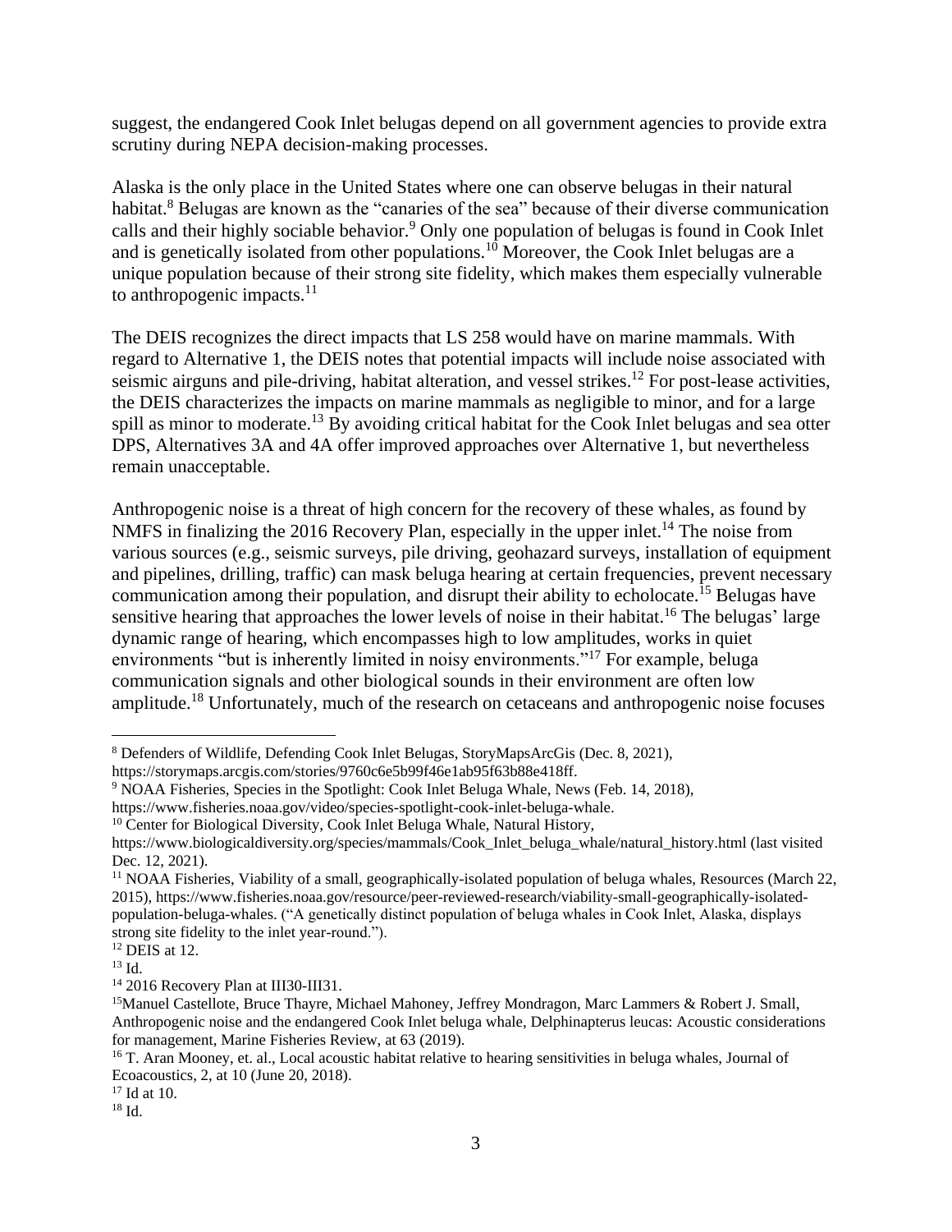suggest, the endangered Cook Inlet belugas depend on all government agencies to provide extra scrutiny during NEPA decision-making processes.

Alaska is the only place in the United States where one can observe belugas in their natural habitat.[8] Belugas are known as the "canaries of the sea" because of their diverse communication calls and their highly sociable behavior.[9] Only one population of belugas is found in Cook Inlet and is genetically isolated from other populations.[10] Moreover, the Cook Inlet belugas are a unique population because of their strong site fidelity, which makes them especially vulnerable to anthropogenic impacts.[11]

The DEIS recognizes the direct impacts that LS 258 would have on marine mammals. With regard to Alternative 1, the DEIS notes that potential impacts will include noise associated with seismic airguns and pile-driving, habitat alteration, and vessel strikes.[12] For post-lease activities, the DEIS characterizes the impacts on marine mammals as negligible to minor, and for a large spill as minor to moderate.[13] By avoiding critical habitat for the Cook Inlet belugas and sea otter DPS, Alternatives 3A and 4A offer improved approaches over Alternative 1, but nevertheless remain unacceptable.

Anthropogenic noise is a threat of high concern for the recovery of these whales, as found by NMFS in finalizing the 2016 Recovery Plan, especially in the upper inlet.[14] The noise from various sources (e.g., seismic surveys, pile driving, geohazard surveys, installation of equipment and pipelines, drilling, traffic) can mask beluga hearing at certain frequencies, prevent necessary communication among their population, and disrupt their ability to echolocate.[15] Belugas have sensitive hearing that approaches the lower levels of noise in their habitat.[16] The belugas' large dynamic range of hearing, which encompasses high to low amplitudes, works in quiet environments "but is inherently limited in noisy environments."[17] For example, beluga communication signals and other biological sounds in their environment are often low amplitude.[18] Unfortunately, much of the research on cetaceans and anthropogenic noise focuses

---

[8] Defenders of Wildlife, Defending Cook Inlet Belugas, StoryMapsArcGis (Dec. 8, 2021), https://storymaps.arcgis.com/stories/9760c6e5b99f46e1ab95f63b88e418ff.

[9] NOAA Fisheries, Species in the Spotlight: Cook Inlet Beluga Whale, News (Feb. 14, 2018), https://www.fisheries.noaa.gov/video/species-spotlight-cook-inlet-beluga-whale.

[10] Center for Biological Diversity, Cook Inlet Beluga Whale, Natural History, https://www.biologicaldiversity.org/species/mammals/Cook_Inlet_beluga_whale/natural_history.html (last visited Dec. 12, 2021).

[11] NOAA Fisheries, Viability of a small, geographically-isolated population of beluga whales, Resources (March 22, 2015), https://www.fisheries.noaa.gov/resource/peer-reviewed-research/viability-small-geographically-isolated-population-beluga-whales. ("A genetically distinct population of beluga whales in Cook Inlet, Alaska, displays strong site fidelity to the inlet year-round.").

[12] DEIS at 12.

[13] Id.

[14] 2016 Recovery Plan at III30-III31.

[15] Manuel Castellote, Bruce Thayre, Michael Mahoney, Jeffrey Mondragon, Marc Lammers & Robert J. Small, Anthropogenic noise and the endangered Cook Inlet beluga whale, Delphinapterus leucas: Acoustic considerations for management, Marine Fisheries Review, at 63 (2019).

[16] T. Aran Mooney, et. al., Local acoustic habitat relative to hearing sensitivities in beluga whales, Journal of Ecoacoustics, 2, at 10 (June 20, 2018).

[17] Id at 10.

[18] Id.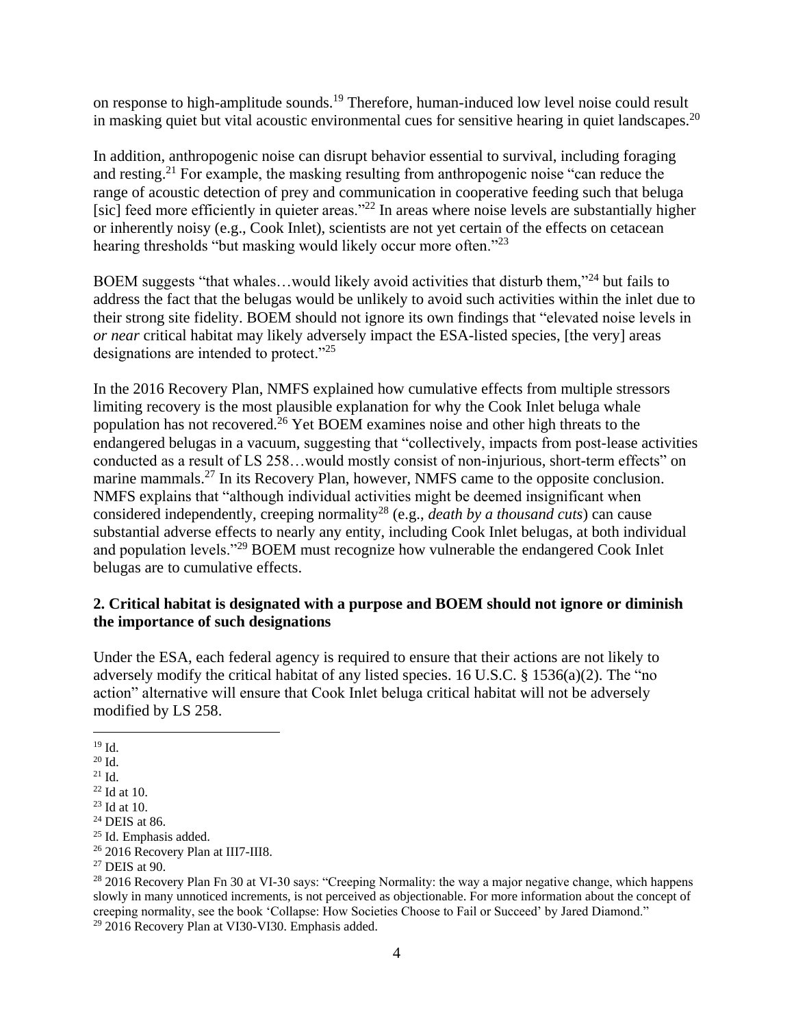on response to high-amplitude sounds.[19] Therefore, human-induced low level noise could result in masking quiet but vital acoustic environmental cues for sensitive hearing in quiet landscapes.[20]

In addition, anthropogenic noise can disrupt behavior essential to survival, including foraging and resting.[21] For example, the masking resulting from anthropogenic noise "can reduce the range of acoustic detection of prey and communication in cooperative feeding such that beluga [sic] feed more efficiently in quieter areas."[22] In areas where noise levels are substantially higher or inherently noisy (e.g., Cook Inlet), scientists are not yet certain of the effects on cetacean hearing thresholds "but masking would likely occur more often."[23]

BOEM suggests "that whales…would likely avoid activities that disturb them,"[24] but fails to address the fact that the belugas would be unlikely to avoid such activities within the inlet due to their strong site fidelity. BOEM should not ignore its own findings that "elevated noise levels in *or near* critical habitat may likely adversely impact the ESA-listed species, [the very] areas designations are intended to protect."[25]

In the 2016 Recovery Plan, NMFS explained how cumulative effects from multiple stressors limiting recovery is the most plausible explanation for why the Cook Inlet beluga whale population has not recovered.[26] Yet BOEM examines noise and other high threats to the endangered belugas in a vacuum, suggesting that "collectively, impacts from post-lease activities conducted as a result of LS 258…would mostly consist of non-injurious, short-term effects" on marine mammals.[27] In its Recovery Plan, however, NMFS came to the opposite conclusion. NMFS explains that "although individual activities might be deemed insignificant when considered independently, creeping normality[28] (e.g., *death by a thousand cuts*) can cause substantial adverse effects to nearly any entity, including Cook Inlet belugas, at both individual and population levels."[29] BOEM must recognize how vulnerable the endangered Cook Inlet belugas are to cumulative effects.

### 2. Critical habitat is designated with a purpose and BOEM should not ignore or diminish the importance of such designations

Under the ESA, each federal agency is required to ensure that their actions are not likely to adversely modify the critical habitat of any listed species. 16 U.S.C. § 1536(a)(2). The "no action" alternative will ensure that Cook Inlet beluga critical habitat will not be adversely modified by LS 258.

---

[19] Id.
[20] Id.
[21] Id.
[22] Id at 10.
[23] Id at 10.
[24] DEIS at 86.
[25] Id. Emphasis added.
[26] 2016 Recovery Plan at III7-III8.
[27] DEIS at 90.
[28] 2016 Recovery Plan Fn 30 at VI-30 says: "Creeping Normality: the way a major negative change, which happens slowly in many unnoticed increments, is not perceived as objectionable. For more information about the concept of creeping normality, see the book 'Collapse: How Societies Choose to Fail or Succeed' by Jared Diamond."
[29] 2016 Recovery Plan at VI30-VI30. Emphasis added.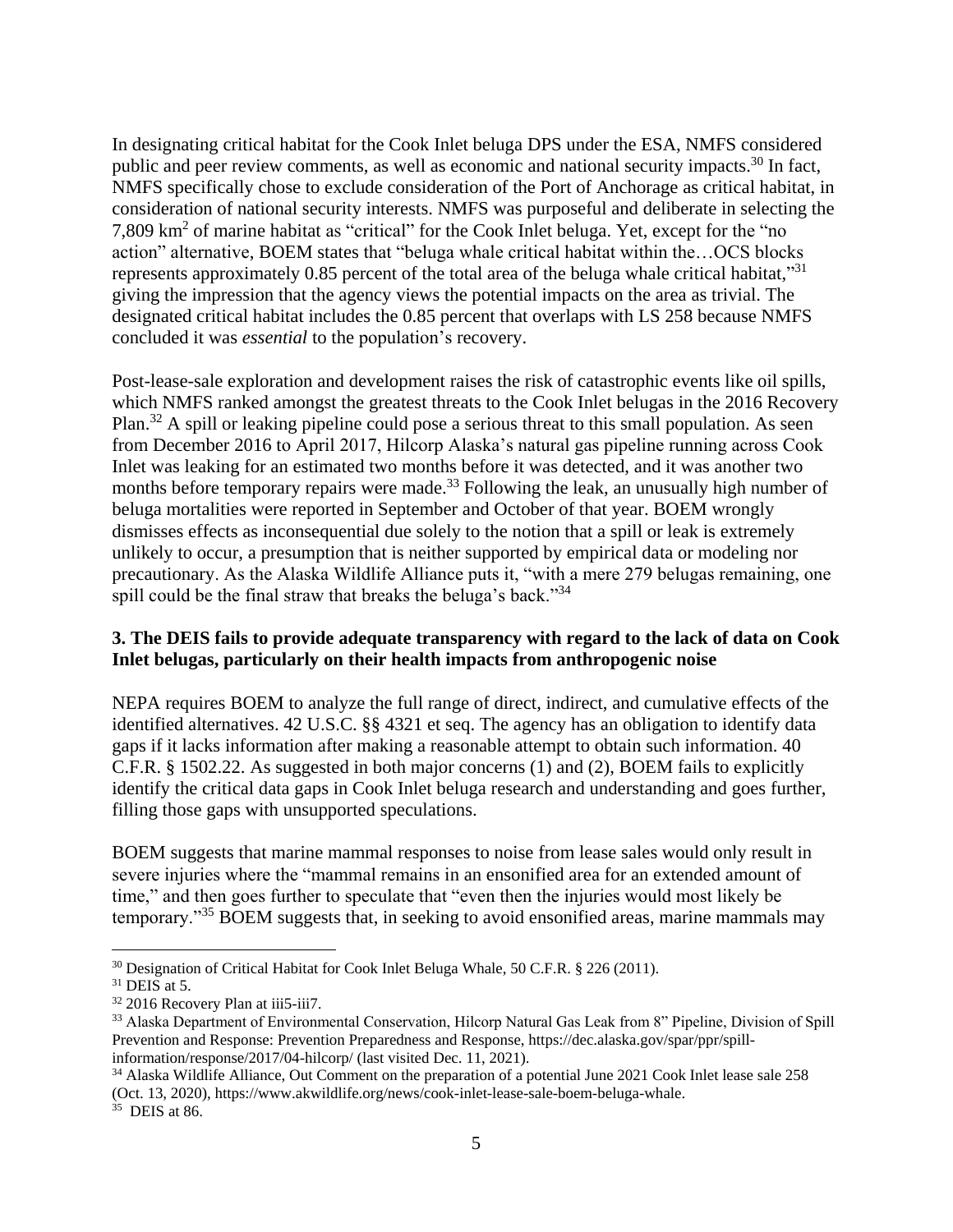In designating critical habitat for the Cook Inlet beluga DPS under the ESA, NMFS considered public and peer review comments, as well as economic and national security impacts.[30] In fact, NMFS specifically chose to exclude consideration of the Port of Anchorage as critical habitat, in consideration of national security interests. NMFS was purposeful and deliberate in selecting the 7,809 $km^2$ of marine habitat as "critical" for the Cook Inlet beluga. Yet, except for the "no action" alternative, BOEM states that "beluga whale critical habitat within the…OCS blocks represents approximately 0.85 percent of the total area of the beluga whale critical habitat,"[31] giving the impression that the agency views the potential impacts on the area as trivial. The designated critical habitat includes the 0.85 percent that overlaps with LS 258 because NMFS concluded it was *essential* to the population's recovery.

Post-lease-sale exploration and development raises the risk of catastrophic events like oil spills, which NMFS ranked amongst the greatest threats to the Cook Inlet belugas in the 2016 Recovery Plan.[32] A spill or leaking pipeline could pose a serious threat to this small population. As seen from December 2016 to April 2017, Hilcorp Alaska's natural gas pipeline running across Cook Inlet was leaking for an estimated two months before it was detected, and it was another two months before temporary repairs were made.[33] Following the leak, an unusually high number of beluga mortalities were reported in September and October of that year. BOEM wrongly dismisses effects as inconsequential due solely to the notion that a spill or leak is extremely unlikely to occur, a presumption that is neither supported by empirical data or modeling nor precautionary. As the Alaska Wildlife Alliance puts it, "with a mere 279 belugas remaining, one spill could be the final straw that breaks the beluga's back."[34]

### 3. The DEIS fails to provide adequate transparency with regard to the lack of data on Cook Inlet belugas, particularly on their health impacts from anthropogenic noise

NEPA requires BOEM to analyze the full range of direct, indirect, and cumulative effects of the identified alternatives. 42 U.S.C. §§ 4321 et seq. The agency has an obligation to identify data gaps if it lacks information after making a reasonable attempt to obtain such information. 40 C.F.R. § 1502.22. As suggested in both major concerns (1) and (2), BOEM fails to explicitly identify the critical data gaps in Cook Inlet beluga research and understanding and goes further, filling those gaps with unsupported speculations.

BOEM suggests that marine mammal responses to noise from lease sales would only result in severe injuries where the "mammal remains in an ensonified area for an extended amount of time," and then goes further to speculate that "even then the injuries would most likely be temporary."[35] BOEM suggests that, in seeking to avoid ensonified areas, marine mammals may

---

[30] Designation of Critical Habitat for Cook Inlet Beluga Whale, 50 C.F.R. § 226 (2011).

[31] DEIS at 5.

[32] 2016 Recovery Plan at iii5-iii7.

[33] Alaska Department of Environmental Conservation, Hilcorp Natural Gas Leak from 8" Pipeline, Division of Spill Prevention and Response: Prevention Preparedness and Response, https://dec.alaska.gov/spar/ppr/spill-information/response/2017/04-hilcorp/ (last visited Dec. 11, 2021).

[34] Alaska Wildlife Alliance, Out Comment on the preparation of a potential June 2021 Cook Inlet lease sale 258 (Oct. 13, 2020), https://www.akwildlife.org/news/cook-inlet-lease-sale-boem-beluga-whale.

[35] DEIS at 86.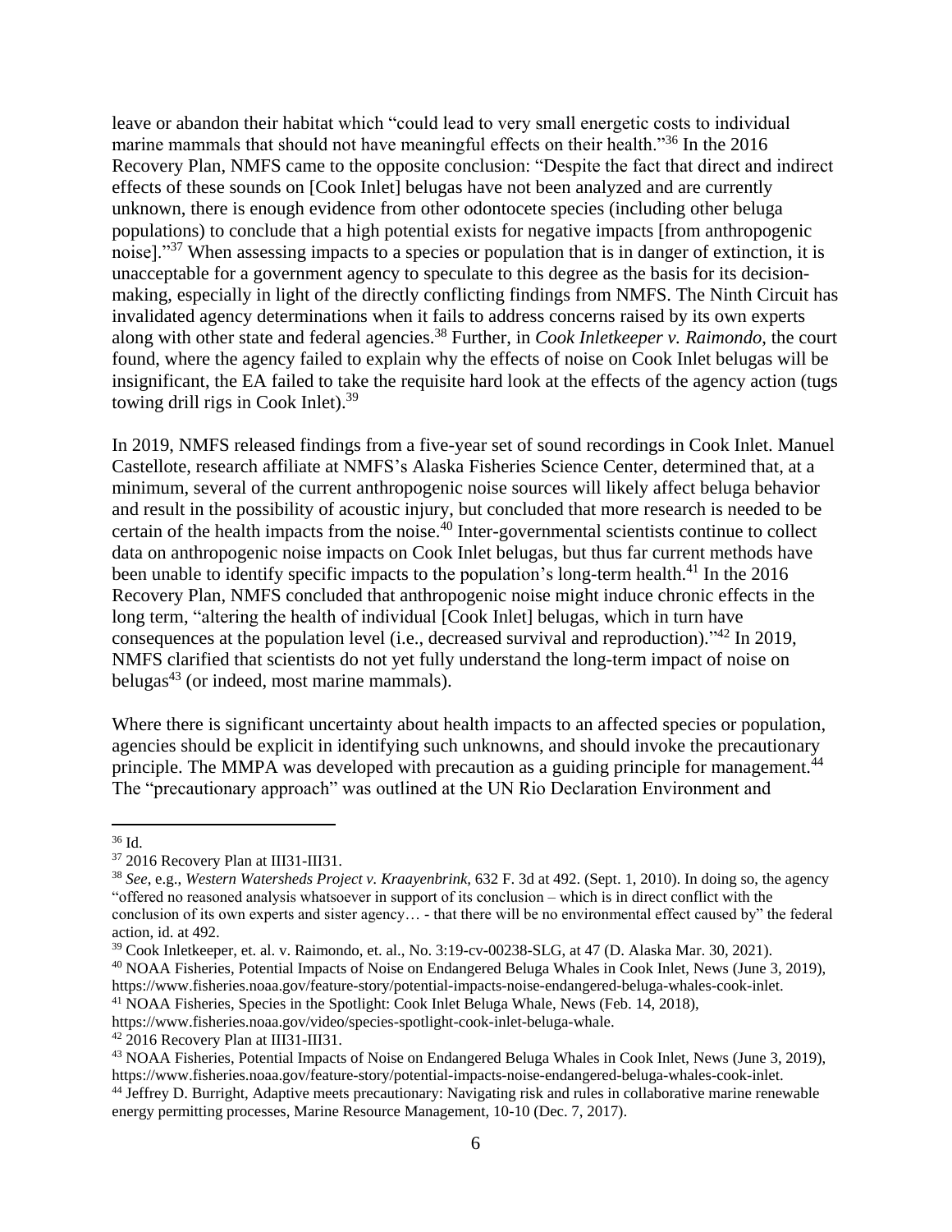leave or abandon their habitat which "could lead to very small energetic costs to individual marine mammals that should not have meaningful effects on their health."[36] In the 2016 Recovery Plan, NMFS came to the opposite conclusion: "Despite the fact that direct and indirect effects of these sounds on [Cook Inlet] belugas have not been analyzed and are currently unknown, there is enough evidence from other odontocete species (including other beluga populations) to conclude that a high potential exists for negative impacts [from anthropogenic noise]."[37] When assessing impacts to a species or population that is in danger of extinction, it is unacceptable for a government agency to speculate to this degree as the basis for its decision-making, especially in light of the directly conflicting findings from NMFS. The Ninth Circuit has invalidated agency determinations when it fails to address concerns raised by its own experts along with other state and federal agencies.[38] Further, in *Cook Inletkeeper v. Raimondo*, the court found, where the agency failed to explain why the effects of noise on Cook Inlet belugas will be insignificant, the EA failed to take the requisite hard look at the effects of the agency action (tugs towing drill rigs in Cook Inlet).[39]

In 2019, NMFS released findings from a five-year set of sound recordings in Cook Inlet. Manuel Castellote, research affiliate at NMFS's Alaska Fisheries Science Center, determined that, at a minimum, several of the current anthropogenic noise sources will likely affect beluga behavior and result in the possibility of acoustic injury, but concluded that more research is needed to be certain of the health impacts from the noise.[40] Inter-governmental scientists continue to collect data on anthropogenic noise impacts on Cook Inlet belugas, but thus far current methods have been unable to identify specific impacts to the population's long-term health.[41] In the 2016 Recovery Plan, NMFS concluded that anthropogenic noise might induce chronic effects in the long term, "altering the health of individual [Cook Inlet] belugas, which in turn have consequences at the population level (i.e., decreased survival and reproduction)."[42] In 2019, NMFS clarified that scientists do not yet fully understand the long-term impact of noise on belugas[43] (or indeed, most marine mammals).

Where there is significant uncertainty about health impacts to an affected species or population, agencies should be explicit in identifying such unknowns, and should invoke the precautionary principle. The MMPA was developed with precaution as a guiding principle for management.[44] The "precautionary approach" was outlined at the UN Rio Declaration Environment and

---

[36] Id.

[37] 2016 Recovery Plan at III31-III31.

[38] *See*, e.g., *Western Watersheds Project v. Kraayenbrink,* 632 F. 3d at 492. (Sept. 1, 2010). In doing so, the agency "offered no reasoned analysis whatsoever in support of its conclusion – which is in direct conflict with the conclusion of its own experts and sister agency… - that there will be no environmental effect caused by" the federal action, id. at 492.

[39] Cook Inletkeeper, et. al. v. Raimondo, et. al., No. 3:19-cv-00238-SLG, at 47 (D. Alaska Mar. 30, 2021).

[40] NOAA Fisheries, Potential Impacts of Noise on Endangered Beluga Whales in Cook Inlet, News (June 3, 2019), https://www.fisheries.noaa.gov/feature-story/potential-impacts-noise-endangered-beluga-whales-cook-inlet.

[41] NOAA Fisheries, Species in the Spotlight: Cook Inlet Beluga Whale, News (Feb. 14, 2018), https://www.fisheries.noaa.gov/video/species-spotlight-cook-inlet-beluga-whale.

[42] 2016 Recovery Plan at III31-III31.

[43] NOAA Fisheries, Potential Impacts of Noise on Endangered Beluga Whales in Cook Inlet, News (June 3, 2019), https://www.fisheries.noaa.gov/feature-story/potential-impacts-noise-endangered-beluga-whales-cook-inlet.

[44] Jeffrey D. Burright, Adaptive meets precautionary: Navigating risk and rules in collaborative marine renewable energy permitting processes, Marine Resource Management, 10-10 (Dec. 7, 2017).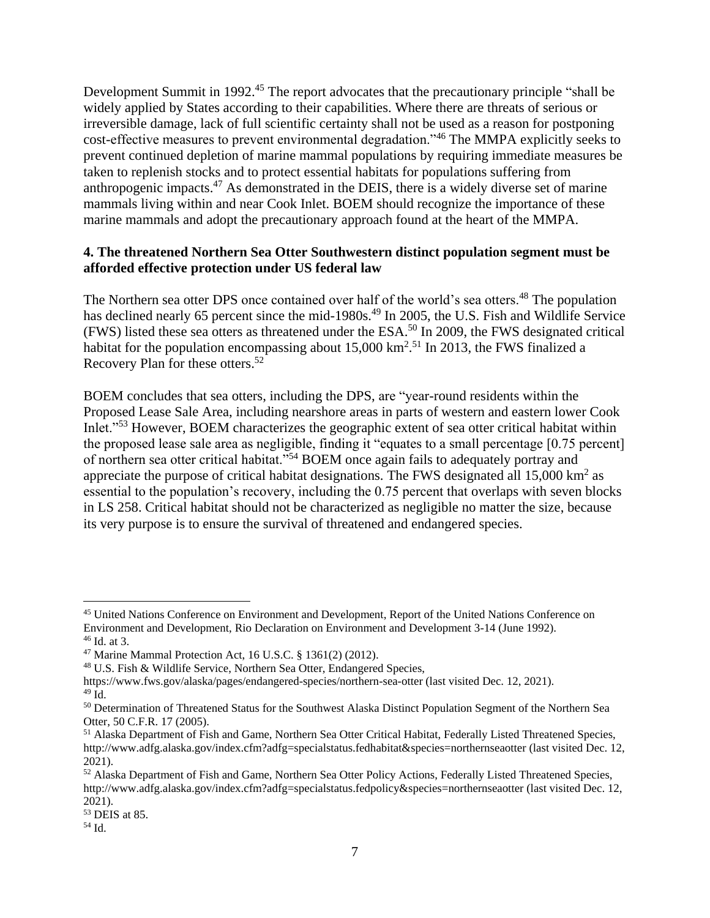Development Summit in 1992.[45] The report advocates that the precautionary principle "shall be widely applied by States according to their capabilities. Where there are threats of serious or irreversible damage, lack of full scientific certainty shall not be used as a reason for postponing cost-effective measures to prevent environmental degradation."[46] The MMPA explicitly seeks to prevent continued depletion of marine mammal populations by requiring immediate measures be taken to replenish stocks and to protect essential habitats for populations suffering from anthropogenic impacts.[47] As demonstrated in the DEIS, there is a widely diverse set of marine mammals living within and near Cook Inlet. BOEM should recognize the importance of these marine mammals and adopt the precautionary approach found at the heart of the MMPA.

**4. The threatened Northern Sea Otter Southwestern distinct population segment must be afforded effective protection under US federal law**

The Northern sea otter DPS once contained over half of the world's sea otters.[48] The population has declined nearly 65 percent since the mid-1980s.[49] In 2005, the U.S. Fish and Wildlife Service (FWS) listed these sea otters as threatened under the ESA.[50] In 2009, the FWS designated critical habitat for the population encompassing about 15,000 km$^2$.[51] In 2013, the FWS finalized a Recovery Plan for these otters.[52]

BOEM concludes that sea otters, including the DPS, are "year-round residents within the Proposed Lease Sale Area, including nearshore areas in parts of western and eastern lower Cook Inlet."[53] However, BOEM characterizes the geographic extent of sea otter critical habitat within the proposed lease sale area as negligible, finding it "equates to a small percentage [0.75 percent] of northern sea otter critical habitat."[54] BOEM once again fails to adequately portray and appreciate the purpose of critical habitat designations. The FWS designated all 15,000 km$^2$ as essential to the population's recovery, including the 0.75 percent that overlaps with seven blocks in LS 258. Critical habitat should not be characterized as negligible no matter the size, because its very purpose is to ensure the survival of threatened and endangered species.

---

[45] United Nations Conference on Environment and Development, Report of the United Nations Conference on Environment and Development, Rio Declaration on Environment and Development 3-14 (June 1992).

[46] Id. at 3.

[47] Marine Mammal Protection Act, 16 U.S.C. § 1361(2) (2012).

[48] U.S. Fish & Wildlife Service, Northern Sea Otter, Endangered Species, https://www.fws.gov/alaska/pages/endangered-species/northern-sea-otter (last visited Dec. 12, 2021).

[49] Id.

[50] Determination of Threatened Status for the Southwest Alaska Distinct Population Segment of the Northern Sea Otter, 50 C.F.R. 17 (2005).

[51] Alaska Department of Fish and Game, Northern Sea Otter Critical Habitat, Federally Listed Threatened Species, http://www.adfg.alaska.gov/index.cfm?adfg=specialstatus.fedhabitat&species=northernseaotter (last visited Dec. 12, 2021).

[52] Alaska Department of Fish and Game, Northern Sea Otter Policy Actions, Federally Listed Threatened Species, http://www.adfg.alaska.gov/index.cfm?adfg=specialstatus.fedpolicy&species=northernseaotter (last visited Dec. 12, 2021).

[53] DEIS at 85.

[54] Id.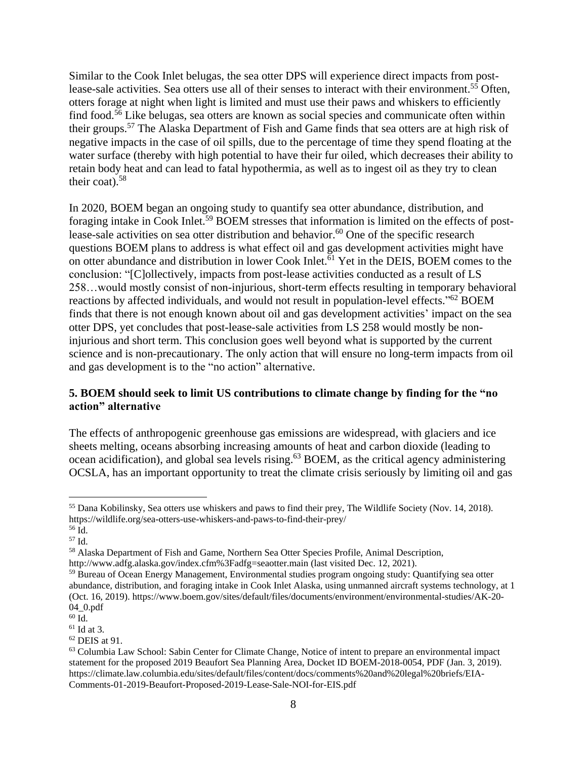Similar to the Cook Inlet belugas, the sea otter DPS will experience direct impacts from post-lease-sale activities. Sea otters use all of their senses to interact with their environment.[55] Often, otters forage at night when light is limited and must use their paws and whiskers to efficiently find food.[56] Like belugas, sea otters are known as social species and communicate often within their groups.[57] The Alaska Department of Fish and Game finds that sea otters are at high risk of negative impacts in the case of oil spills, due to the percentage of time they spend floating at the water surface (thereby with high potential to have their fur oiled, which decreases their ability to retain body heat and can lead to fatal hypothermia, as well as to ingest oil as they try to clean their coat).[58]

In 2020, BOEM began an ongoing study to quantify sea otter abundance, distribution, and foraging intake in Cook Inlet.[59] BOEM stresses that information is limited on the effects of post-lease-sale activities on sea otter distribution and behavior.[60] One of the specific research questions BOEM plans to address is what effect oil and gas development activities might have on otter abundance and distribution in lower Cook Inlet.[61] Yet in the DEIS, BOEM comes to the conclusion: "[C]ollectively, impacts from post-lease activities conducted as a result of LS 258…would mostly consist of non-injurious, short-term effects resulting in temporary behavioral reactions by affected individuals, and would not result in population-level effects."[62] BOEM finds that there is not enough known about oil and gas development activities' impact on the sea otter DPS, yet concludes that post-lease-sale activities from LS 258 would mostly be non-injurious and short term. This conclusion goes well beyond what is supported by the current science and is non-precautionary. The only action that will ensure no long-term impacts from oil and gas development is to the "no action" alternative.

**5. BOEM should seek to limit US contributions to climate change by finding for the "no action" alternative**

The effects of anthropogenic greenhouse gas emissions are widespread, with glaciers and ice sheets melting, oceans absorbing increasing amounts of heat and carbon dioxide (leading to ocean acidification), and global sea levels rising.[63] BOEM, as the critical agency administering OCSLA, has an important opportunity to treat the climate crisis seriously by limiting oil and gas

---

[55] Dana Kobilinsky, Sea otters use whiskers and paws to find their prey, The Wildlife Society (Nov. 14, 2018). https://wildlife.org/sea-otters-use-whiskers-and-paws-to-find-their-prey/

[56] Id.

[57] Id.

[58] Alaska Department of Fish and Game, Northern Sea Otter Species Profile, Animal Description, http://www.adfg.alaska.gov/index.cfm%3Fadfg=seaotter.main (last visited Dec. 12, 2021).

[59] Bureau of Ocean Energy Management, Environmental studies program ongoing study: Quantifying sea otter abundance, distribution, and foraging intake in Cook Inlet Alaska, using unmanned aircraft systems technology, at 1 (Oct. 16, 2019). https://www.boem.gov/sites/default/files/documents/environment/environmental-studies/AK-20-04_0.pdf

[60] Id.

[61] Id at 3.

[62] DEIS at 91.

[63] Columbia Law School: Sabin Center for Climate Change, Notice of intent to prepare an environmental impact statement for the proposed 2019 Beaufort Sea Planning Area, Docket ID BOEM-2018-0054, PDF (Jan. 3, 2019). https://climate.law.columbia.edu/sites/default/files/content/docs/comments%20and%20legal%20briefs/EIA-Comments-01-2019-Beaufort-Proposed-2019-Lease-Sale-NOI-for-EIS.pdf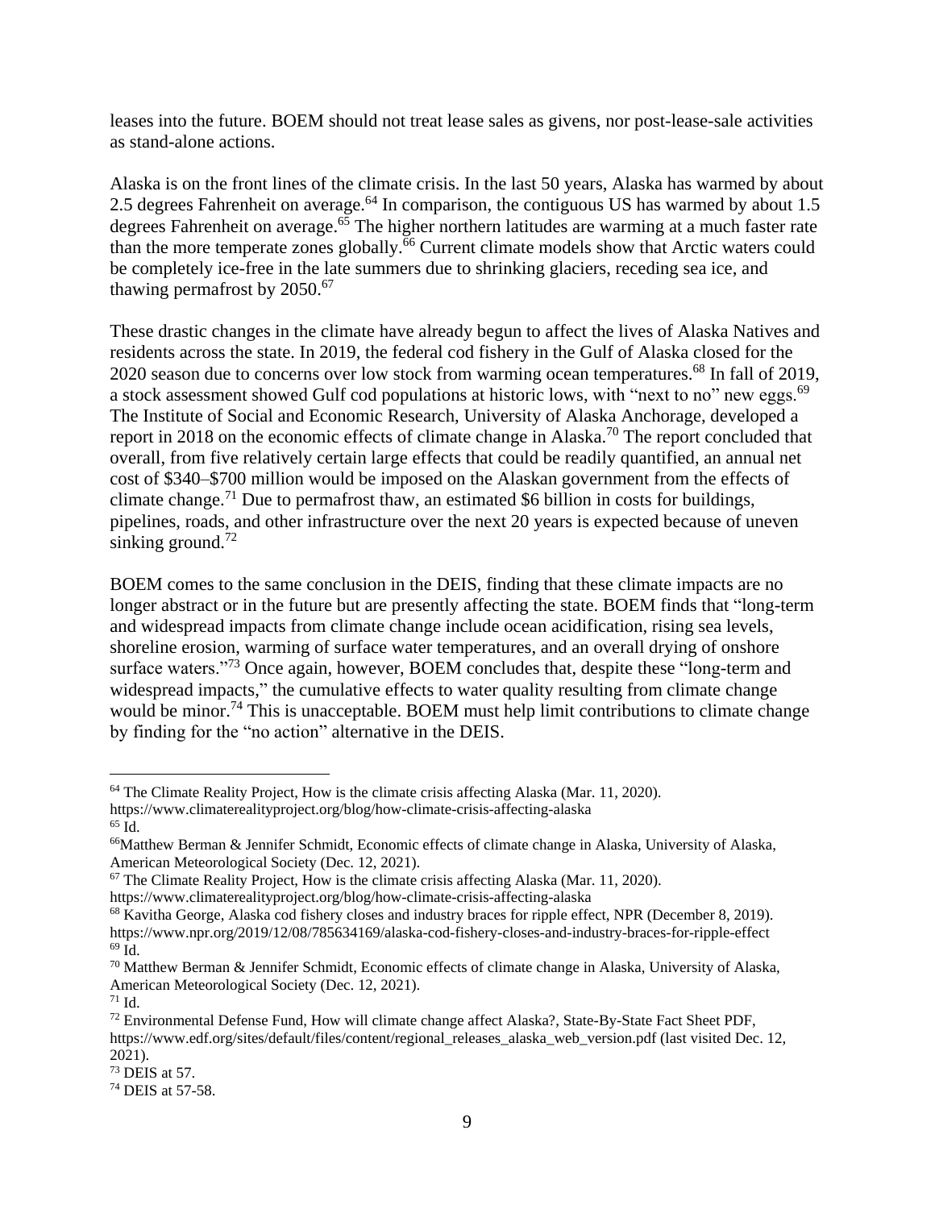leases into the future. BOEM should not treat lease sales as givens, nor post-lease-sale activities as stand-alone actions.

Alaska is on the front lines of the climate crisis. In the last 50 years, Alaska has warmed by about 2.5 degrees Fahrenheit on average.[64] In comparison, the contiguous US has warmed by about 1.5 degrees Fahrenheit on average.[65] The higher northern latitudes are warming at a much faster rate than the more temperate zones globally.[66] Current climate models show that Arctic waters could be completely ice-free in the late summers due to shrinking glaciers, receding sea ice, and thawing permafrost by 2050.[67]

These drastic changes in the climate have already begun to affect the lives of Alaska Natives and residents across the state. In 2019, the federal cod fishery in the Gulf of Alaska closed for the 2020 season due to concerns over low stock from warming ocean temperatures.[68] In fall of 2019, a stock assessment showed Gulf cod populations at historic lows, with "next to no" new eggs.[69] The Institute of Social and Economic Research, University of Alaska Anchorage, developed a report in 2018 on the economic effects of climate change in Alaska.[70] The report concluded that overall, from five relatively certain large effects that could be readily quantified, an annual net cost of $340–$700 million would be imposed on the Alaskan government from the effects of climate change.[71] Due to permafrost thaw, an estimated $6 billion in costs for buildings, pipelines, roads, and other infrastructure over the next 20 years is expected because of uneven sinking ground.[72]

BOEM comes to the same conclusion in the DEIS, finding that these climate impacts are no longer abstract or in the future but are presently affecting the state. BOEM finds that "long-term and widespread impacts from climate change include ocean acidification, rising sea levels, shoreline erosion, warming of surface water temperatures, and an overall drying of onshore surface waters."[73] Once again, however, BOEM concludes that, despite these "long-term and widespread impacts," the cumulative effects to water quality resulting from climate change would be minor.[74] This is unacceptable. BOEM must help limit contributions to climate change by finding for the "no action" alternative in the DEIS.

---

[64] The Climate Reality Project, How is the climate crisis affecting Alaska (Mar. 11, 2020). https://www.climaterealityproject.org/blog/how-climate-crisis-affecting-alaska

[65] Id.

[66] Matthew Berman & Jennifer Schmidt, Economic effects of climate change in Alaska, University of Alaska, American Meteorological Society (Dec. 12, 2021).

[67] The Climate Reality Project, How is the climate crisis affecting Alaska (Mar. 11, 2020). https://www.climaterealityproject.org/blog/how-climate-crisis-affecting-alaska

[68] Kavitha George, Alaska cod fishery closes and industry braces for ripple effect, NPR (December 8, 2019). https://www.npr.org/2019/12/08/785634169/alaska-cod-fishery-closes-and-industry-braces-for-ripple-effect

[69] Id.

[70] Matthew Berman & Jennifer Schmidt, Economic effects of climate change in Alaska, University of Alaska, American Meteorological Society (Dec. 12, 2021).

[71] Id.

[72] Environmental Defense Fund, How will climate change affect Alaska?, State-By-State Fact Sheet PDF, https://www.edf.org/sites/default/files/content/regional_releases_alaska_web_version.pdf (last visited Dec. 12, 2021).

[73] DEIS at 57.

[74] DEIS at 57-58.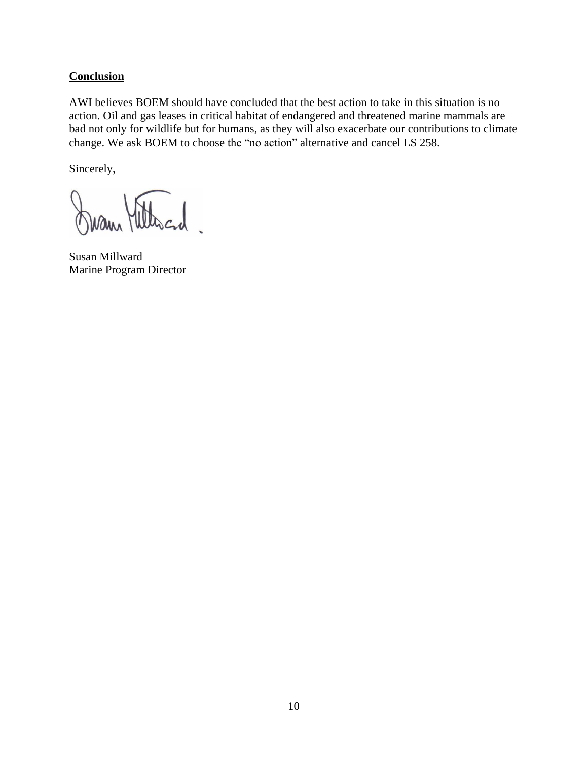**Conclusion**

AWI believes BOEM should have concluded that the best action to take in this situation is no action. Oil and gas leases in critical habitat of endangered and threatened marine mammals are bad not only for wildlife but for humans, as they will also exacerbate our contributions to climate change. We ask BOEM to choose the "no action" alternative and cancel LS 258.

Sincerely,

Susan Millward
Marine Program Director